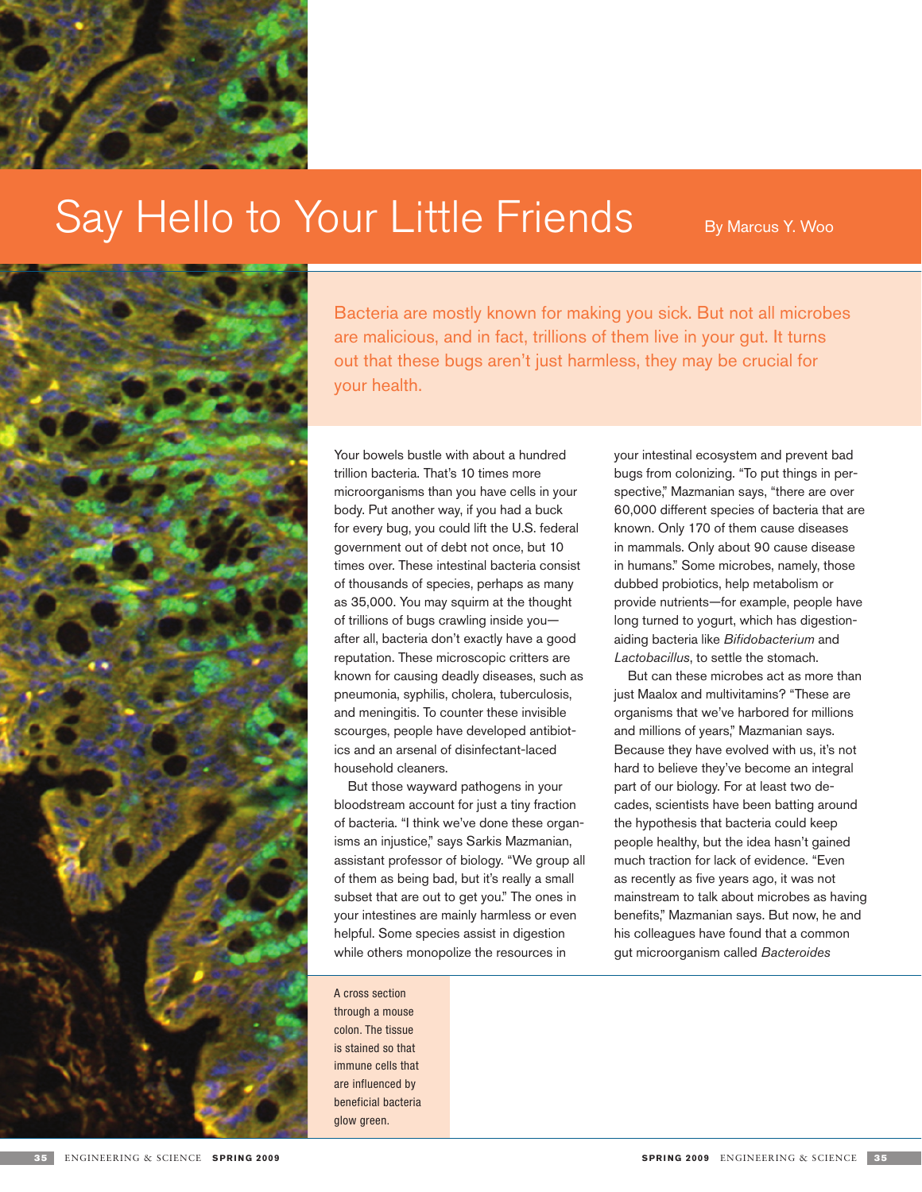# Say Hello to Your Little Friends

By Marcus Y. Woo

Bacteria are mostly known for making you sick. But not all microbes are malicious, and in fact, trillions of them live in your gut. It turns out that these bugs aren't just harmless, they may be crucial for your health.

Your bowels bustle with about a hundred trillion bacteria. That's 10 times more microorganisms than you have cells in your body. Put another way, if you had a buck for every bug, you could lift the U.S. federal government out of debt not once, but 10 times over. These intestinal bacteria consist of thousands of species, perhaps as many as 35,000. You may squirm at the thought of trillions of bugs crawling inside you—after all, bacteria don't exactly have a good reputation. These microscopic critters are known for causing deadly diseases, such as pneumonia, syphilis, cholera, tuberculosis, and meningitis. To counter these invisible scourges, people have developed antibiotics and an arsenal of disinfectant-laced household cleaners.

But those wayward pathogens in your bloodstream account for just a tiny fraction of bacteria. "I think we've done these organisms an injustice," says Sarkis Mazmanian, assistant professor of biology. "We group all of them as being bad, but it's really a small subset that are out to get you." The ones in your intestines are mainly harmless or even helpful. Some species assist in digestion while others monopolize the resources in your intestinal ecosystem and prevent bad bugs from colonizing. "To put things in perspective," Mazmanian says, "there are over 60,000 different species of bacteria that are known. Only 170 of them cause diseases in mammals. Only about 90 cause disease in humans." Some microbes, namely, those dubbed probiotics, help metabolism or provide nutrients—for example, people have long turned to yogurt, which has digestion-aiding bacteria like *Bifidobacterium* and *Lactobacillus*, to settle the stomach.

But can these microbes act as more than just Maalox and multivitamins? "These are organisms that we've harbored for millions and millions of years," Mazmanian says. Because they have evolved with us, it's not hard to believe they've become an integral part of our biology. For at least two decades, scientists have been batting around the hypothesis that bacteria could keep people healthy, but the idea hasn't gained much traction for lack of evidence. "Even as recently as five years ago, it was not mainstream to talk about microbes as having benefits," Mazmanian says. But now, he and his colleagues have found that a common gut microorganism called *Bacteroides*

A cross section through a mouse colon. The tissue is stained so that immune cells that are influenced by beneficial bacteria glow green.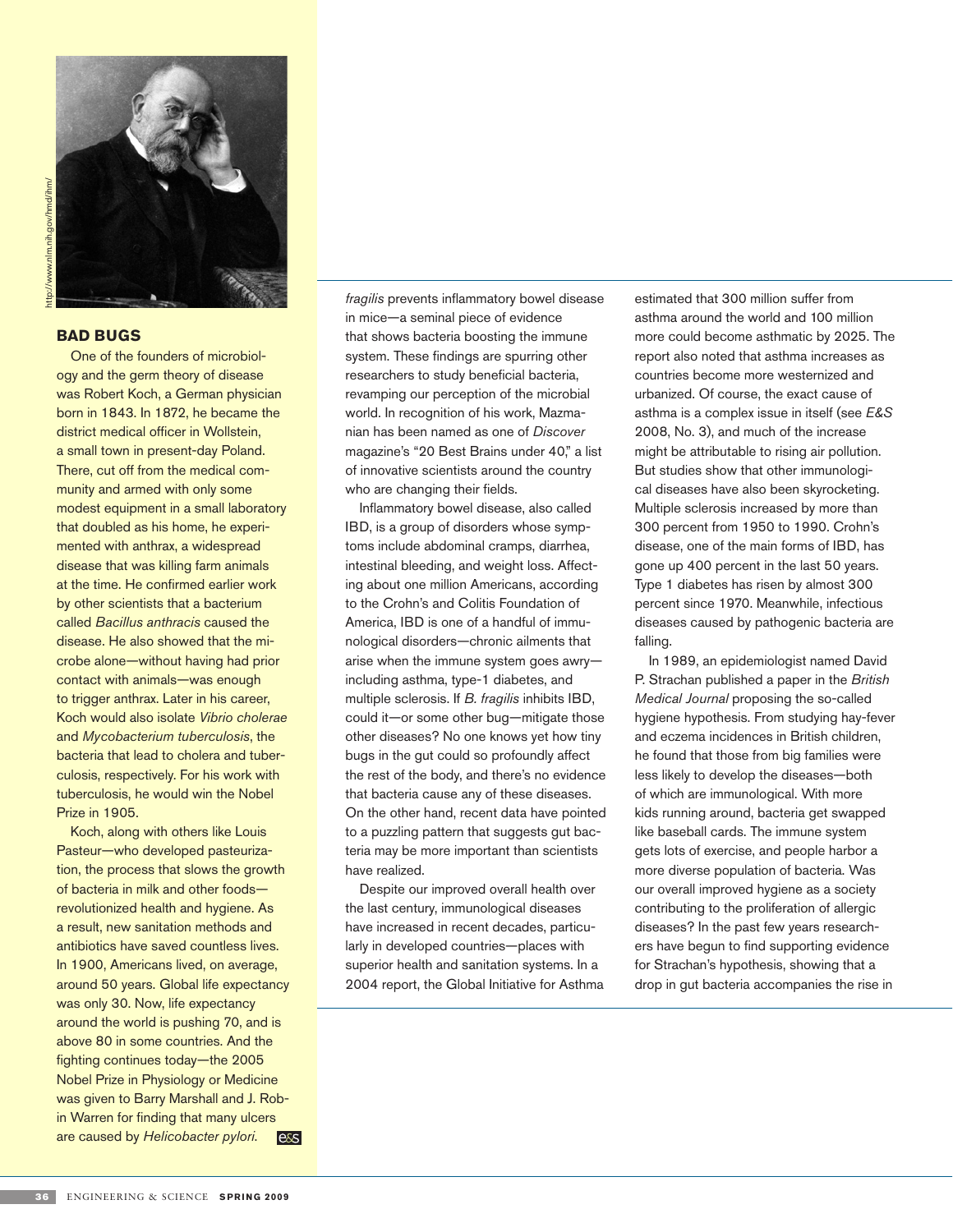## BAD BUGS

One of the founders of microbiology and the germ theory of disease was Robert Koch, a German physician born in 1843. In 1872, he became the district medical officer in Wollstein, a small town in present-day Poland. There, cut off from the medical community and armed with only some modest equipment in a small laboratory that doubled as his home, he experimented with anthrax, a widespread disease that was killing farm animals at the time. He confirmed earlier work by other scientists that a bacterium called *Bacillus anthracis* caused the disease. He also showed that the microbe alone—without having had prior contact with animals—was enough to trigger anthrax. Later in his career, Koch would also isolate *Vibrio cholerae* and *Mycobacterium tuberculosis*, the bacteria that lead to cholera and tuberculosis, respectively. For his work with tuberculosis, he would win the Nobel Prize in 1905.

Koch, along with others like Louis Pasteur—who developed pasteurization, the process that slows the growth of bacteria in milk and other foods—revolutionized health and hygiene. As a result, new sanitation methods and antibiotics have saved countless lives. In 1900, Americans lived, on average, around 50 years. Global life expectancy was only 30. Now, life expectancy around the world is pushing 70, and is above 80 in some countries. And the fighting continues today—the 2005 Nobel Prize in Physiology or Medicine was given to Barry Marshall and J. Robin Warren for finding that many ulcers are caused by *Helicobacter pylori.*

*fragilis* prevents inflammatory bowel disease in mice—a seminal piece of evidence that shows bacteria boosting the immune system. These findings are spurring other researchers to study beneficial bacteria, revamping our perception of the microbial world. In recognition of his work, Mazmanian has been named as one of *Discover* magazine's "20 Best Brains under 40," a list of innovative scientists around the country who are changing their fields.

Inflammatory bowel disease, also called IBD, is a group of disorders whose symptoms include abdominal cramps, diarrhea, intestinal bleeding, and weight loss. Affecting about one million Americans, according to the Crohn's and Colitis Foundation of America, IBD is one of a handful of immunological disorders—chronic ailments that arise when the immune system goes awry—including asthma, type-1 diabetes, and multiple sclerosis. If *B. fragilis* inhibits IBD, could it—or some other bug—mitigate those other diseases? No one knows yet how tiny bugs in the gut could so profoundly affect the rest of the body, and there's no evidence that bacteria cause any of these diseases. On the other hand, recent data have pointed to a puzzling pattern that suggests gut bacteria may be more important than scientists have realized.

Despite our improved overall health over the last century, immunological diseases have increased in recent decades, particularly in developed countries—places with superior health and sanitation systems. In a 2004 report, the Global Initiative for Asthma estimated that 300 million suffer from asthma around the world and 100 million more could become asthmatic by 2025. The report also noted that asthma increases as countries become more westernized and urbanized. Of course, the exact cause of asthma is a complex issue in itself (see *E&S* 2008, No. 3), and much of the increase might be attributable to rising air pollution. But studies show that other immunological diseases have also been skyrocketing. Multiple sclerosis increased by more than 300 percent from 1950 to 1990. Crohn's disease, one of the main forms of IBD, has gone up 400 percent in the last 50 years. Type 1 diabetes has risen by almost 300 percent since 1970. Meanwhile, infectious diseases caused by pathogenic bacteria are falling.

In 1989, an epidemiologist named David P. Strachan published a paper in the *British Medical Journal* proposing the so-called hygiene hypothesis. From studying hay-fever and eczema incidences in British children, he found that those from big families were less likely to develop the diseases—both of which are immunological. With more kids running around, bacteria get swapped like baseball cards. The immune system gets lots of exercise, and people harbor a more diverse population of bacteria. Was our overall improved hygiene as a society contributing to the proliferation of allergic diseases? In the past few years researchers have begun to find supporting evidence for Strachan's hypothesis, showing that a drop in gut bacteria accompanies the rise in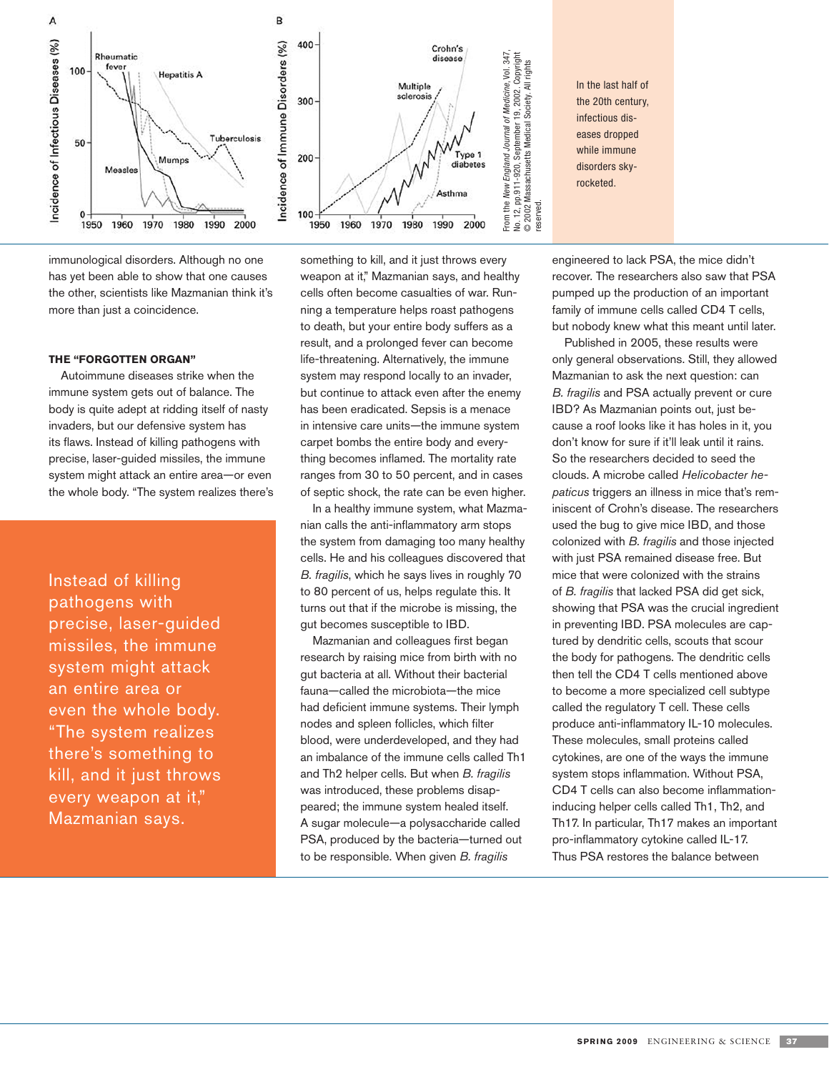In the last half of the 20th century, infectious diseases dropped while immune disorders skyrocketed.

From the *New England Journal of Medicine*, Vol. 347, No. 12, pp.911–920, September 19, 2002. Copyright © 2002 Massachusetts Medical Society. All rights reserved.

immunological disorders. Although no one has yet been able to show that one causes the other, scientists like Mazmanian think it's more than just a coincidence.

### THE "FORGOTTEN ORGAN"

Autoimmune diseases strike when the immune system gets out of balance. The body is quite adept at ridding itself of nasty invaders, but our defensive system has its flaws. Instead of killing pathogens with precise, laser-guided missiles, the immune system might attack an entire area—or even the whole body. "The system realizes there's something to kill, and it just throws every weapon at it," Mazmanian says, and healthy cells often become casualties of war. Running a temperature helps roast pathogens to death, but your entire body suffers as a result, and a prolonged fever can become life-threatening. Alternatively, the immune system may respond locally to an invader, but continue to attack even after the enemy has been eradicated. Sepsis is a menace in intensive care units—the immune system carpet bombs the entire body and everything becomes inflamed. The mortality rate ranges from 30 to 50 percent, and in cases of septic shock, the rate can be even higher.

> Instead of killing pathogens with precise, laser-guided missiles, the immune system might attack an entire area or even the whole body. "The system realizes there's something to kill, and it just throws every weapon at it," Mazmanian says.

In a healthy immune system, what Mazmanian calls the anti-inflammatory arm stops the system from damaging too many healthy cells. He and his colleagues discovered that *B. fragilis*, which he says lives in roughly 70 to 80 percent of us, helps regulate this. It turns out that if the microbe is missing, the gut becomes susceptible to IBD.

Mazmanian and colleagues first began research by raising mice from birth with no gut bacteria at all. Without their bacterial fauna—called the microbiota—the mice had deficient immune systems. Their lymph nodes and spleen follicles, which filter blood, were underdeveloped, and they had an imbalance of the immune cells called Th1 and Th2 helper cells. But when *B. fragilis* was introduced, these problems disappeared; the immune system healed itself. A sugar molecule—a polysaccharide called PSA, produced by the bacteria—turned out to be responsible. When given *B. fragilis* engineered to lack PSA, the mice didn't recover. The researchers also saw that PSA pumped up the production of an important family of immune cells called CD4 T cells, but nobody knew what this meant until later.

Published in 2005, these results were only general observations. Still, they allowed Mazmanian to ask the next question: can *B. fragilis* and PSA actually prevent or cure IBD? As Mazmanian points out, just because a roof looks like it has holes in it, you don't know for sure if it'll leak until it rains. So the researchers decided to seed the clouds. A microbe called *Helicobacter hepaticus* triggers an illness in mice that's reminiscent of Crohn's disease. The researchers used the bug to give mice IBD, and those colonized with *B. fragilis* and those injected with just PSA remained disease free. But mice that were colonized with the strains of *B. fragilis* that lacked PSA did get sick, showing that PSA was the crucial ingredient in preventing IBD. PSA molecules are captured by dendritic cells, scouts that scour the body for pathogens. The dendritic cells then tell the CD4 T cells mentioned above to become a more specialized cell subtype called the regulatory T cell. These cells produce anti-inflammatory IL-10 molecules. These molecules, small proteins called cytokines, are one of the ways the immune system stops inflammation. Without PSA, CD4 T cells can also become inflammation-inducing helper cells called Th1, Th2, and Th17. In particular, Th17 makes an important pro-inflammatory cytokine called IL-17. Thus PSA restores the balance between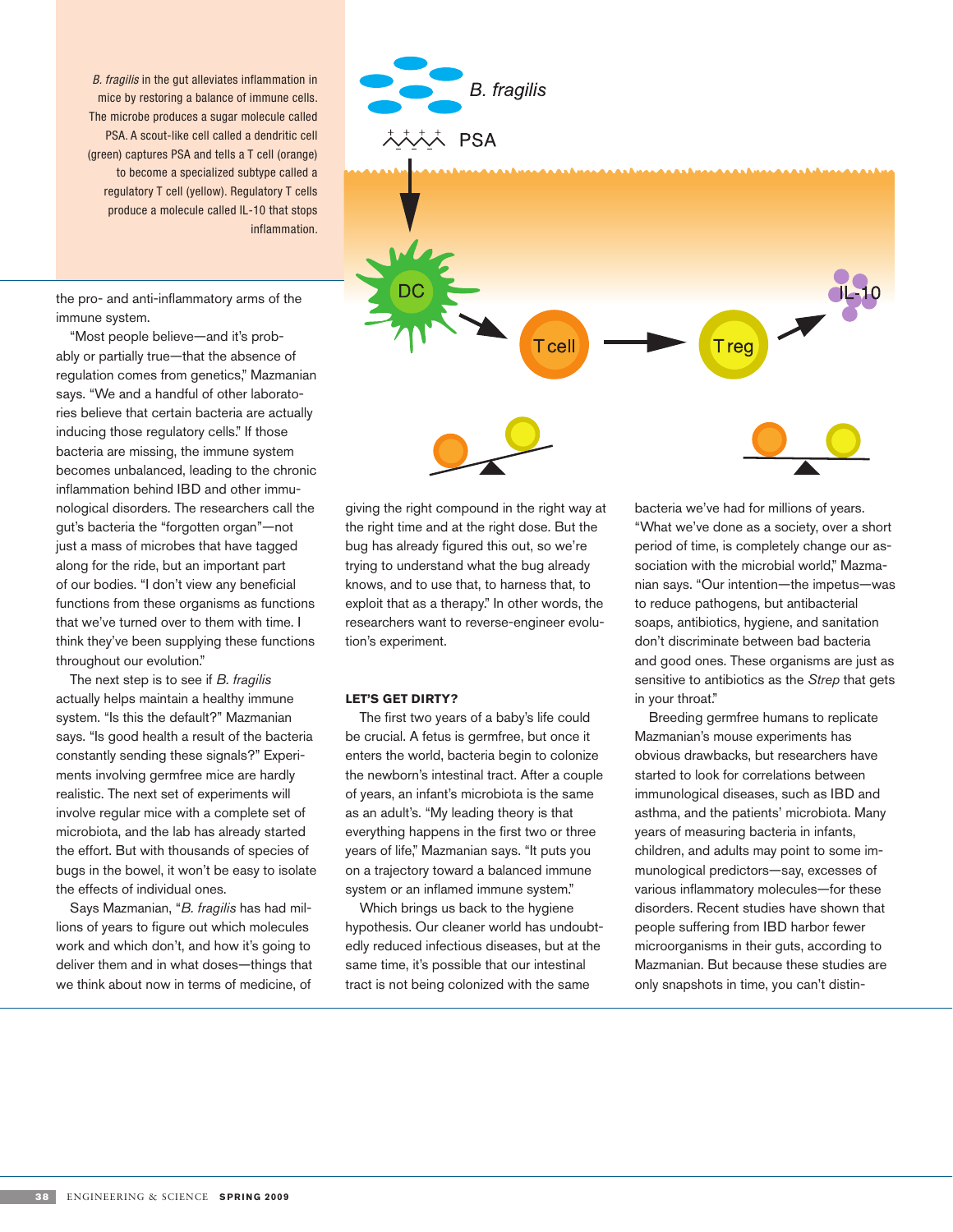*B. fragilis* in the gut alleviates inflammation in mice by restoring a balance of immune cells. The microbe produces a sugar molecule called PSA. A scout-like cell called a dendritic cell (green) captures PSA and tells a T cell (orange) to become a specialized subtype called a regulatory T cell (yellow). Regulatory T cells produce a molecule called IL-10 that stops inflammation.

the pro- and anti-inflammatory arms of the immune system.

"Most people believe—and it's probably or partially true—that the absence of regulation comes from genetics," Mazmanian says. "We and a handful of other laboratories believe that certain bacteria are actually inducing those regulatory cells." If those bacteria are missing, the immune system becomes unbalanced, leading to the chronic inflammation behind IBD and other immunological disorders. The researchers call the gut's bacteria the "forgotten organ"—not just a mass of microbes that have tagged along for the ride, but an important part of our bodies. "I don't view any beneficial functions from these organisms as functions that we've turned over to them with time. I think they've been supplying these functions throughout our evolution."

The next step is to see if *B. fragilis* actually helps maintain a healthy immune system. "Is this the default?" Mazmanian says. "Is good health a result of the bacteria constantly sending these signals?" Experiments involving germfree mice are hardly realistic. The next set of experiments will involve regular mice with a complete set of microbiota, and the lab has already started the effort. But with thousands of species of bugs in the bowel, it won't be easy to isolate the effects of individual ones.

Says Mazmanian, "*B. fragilis* has had millions of years to figure out which molecules work and which don't, and how it's going to deliver them and in what doses—things that we think about now in terms of medicine, of giving the right compound in the right way at the right time and at the right dose. But the bug has already figured this out, so we're trying to understand what the bug already knows, and to use that, to harness that, to exploit that as a therapy." In other words, the researchers want to reverse-engineer evolution's experiment.

### LET'S GET DIRTY?

The first two years of a baby's life could be crucial. A fetus is germfree, but once it enters the world, bacteria begin to colonize the newborn's intestinal tract. After a couple of years, an infant's microbiota is the same as an adult's. "My leading theory is that everything happens in the first two or three years of life," Mazmanian says. "It puts you on a trajectory toward a balanced immune system or an inflamed immune system."

Which brings us back to the hygiene hypothesis. Our cleaner world has undoubtedly reduced infectious diseases, but at the same time, it's possible that our intestinal tract is not being colonized with the same bacteria we've had for millions of years. "What we've done as a society, over a short period of time, is completely change our association with the microbial world," Mazmanian says. "Our intention—the impetus—was to reduce pathogens, but antibacterial soaps, antibiotics, hygiene, and sanitation don't discriminate between bad bacteria and good ones. These organisms are just as sensitive to antibiotics as the *Strep* that gets in your throat."

Breeding germfree humans to replicate Mazmanian's mouse experiments has obvious drawbacks, but researchers have started to look for correlations between immunological diseases, such as IBD and asthma, and the patients' microbiota. Many years of measuring bacteria in infants, children, and adults may point to some immunological predictors—say, excesses of various inflammatory molecules—for these disorders. Recent studies have shown that people suffering from IBD harbor fewer microorganisms in their guts, according to Mazmanian. But because these studies are only snapshots in time, you can't distin-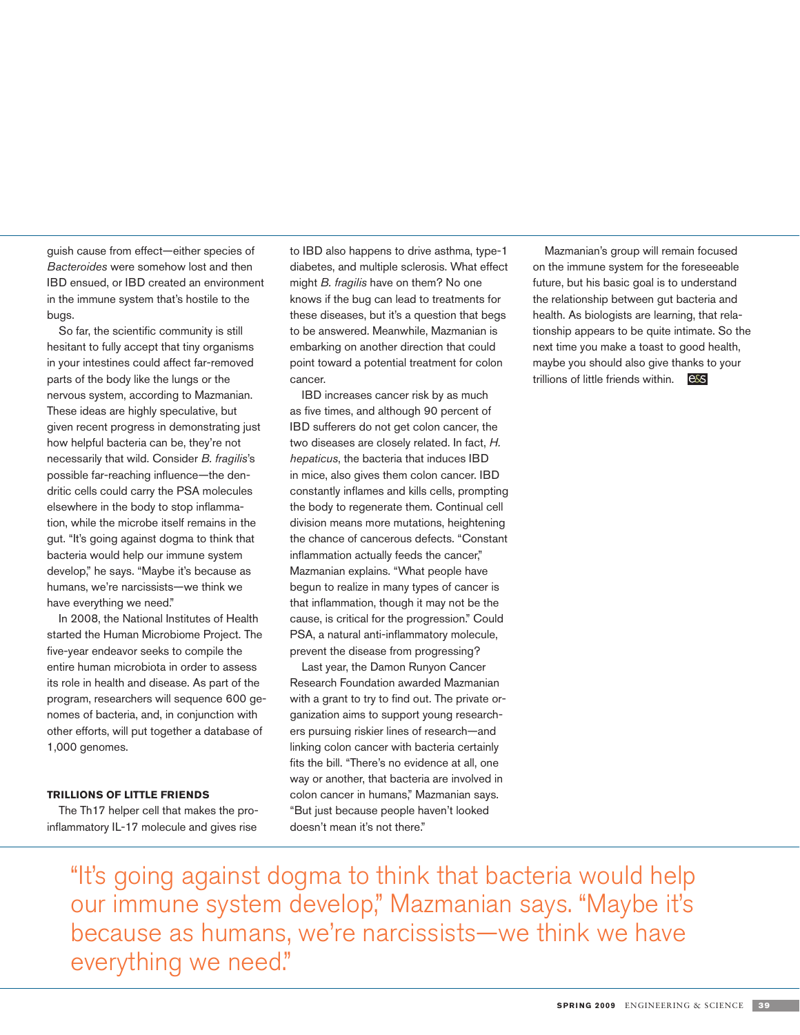guish cause from effect—either species of *Bacteroides* were somehow lost and then IBD ensued, or IBD created an environment in the immune system that's hostile to the bugs.

So far, the scientific community is still hesitant to fully accept that tiny organisms in your intestines could affect far-removed parts of the body like the lungs or the nervous system, according to Mazmanian. These ideas are highly speculative, but given recent progress in demonstrating just how helpful bacteria can be, they're not necessarily that wild. Consider *B. fragilis*'s possible far-reaching influence—the dendritic cells could carry the PSA molecules elsewhere in the body to stop inflammation, while the microbe itself remains in the gut. "It's going against dogma to think that bacteria would help our immune system develop," he says. "Maybe it's because as humans, we're narcissists—we think we have everything we need."

In 2008, the National Institutes of Health started the Human Microbiome Project. The five-year endeavor seeks to compile the entire human microbiota in order to assess its role in health and disease. As part of the program, researchers will sequence 600 genomes of bacteria, and, in conjunction with other efforts, will put together a database of 1,000 genomes.

### TRILLIONS OF LITTLE FRIENDS

The Th17 helper cell that makes the pro-inflammatory IL-17 molecule and gives rise to IBD also happens to drive asthma, type-1 diabetes, and multiple sclerosis. What effect might *B. fragilis* have on them? No one knows if the bug can lead to treatments for these diseases, but it's a question that begs to be answered. Meanwhile, Mazmanian is embarking on another direction that could point toward a potential treatment for colon cancer.

IBD increases cancer risk by as much as five times, and although 90 percent of IBD sufferers do not get colon cancer, the two diseases are closely related. In fact, *H. hepaticus*, the bacteria that induces IBD in mice, also gives them colon cancer. IBD constantly inflames and kills cells, prompting the body to regenerate them. Continual cell division means more mutations, heightening the chance of cancerous defects. "Constant inflammation actually feeds the cancer," Mazmanian explains. "What people have begun to realize in many types of cancer is that inflammation, though it may not be the cause, is critical for the progression." Could PSA, a natural anti-inflammatory molecule, prevent the disease from progressing?

Last year, the Damon Runyon Cancer Research Foundation awarded Mazmanian with a grant to try to find out. The private organization aims to support young researchers pursuing riskier lines of research—and linking colon cancer with bacteria certainly fits the bill. "There's no evidence at all, one way or another, that bacteria are involved in colon cancer in humans," Mazmanian says. "But just because people haven't looked doesn't mean it's not there."

Mazmanian's group will remain focused on the immune system for the foreseeable future, but his basic goal is to understand the relationship between gut bacteria and health. As biologists are learning, that relationship appears to be quite intimate. So the next time you make a toast to good health, maybe you should also give thanks to your trillions of little friends within.

"It's going against dogma to think that bacteria would help our immune system develop," Mazmanian says. "Maybe it's because as humans, we're narcissists—we think we have everything we need."